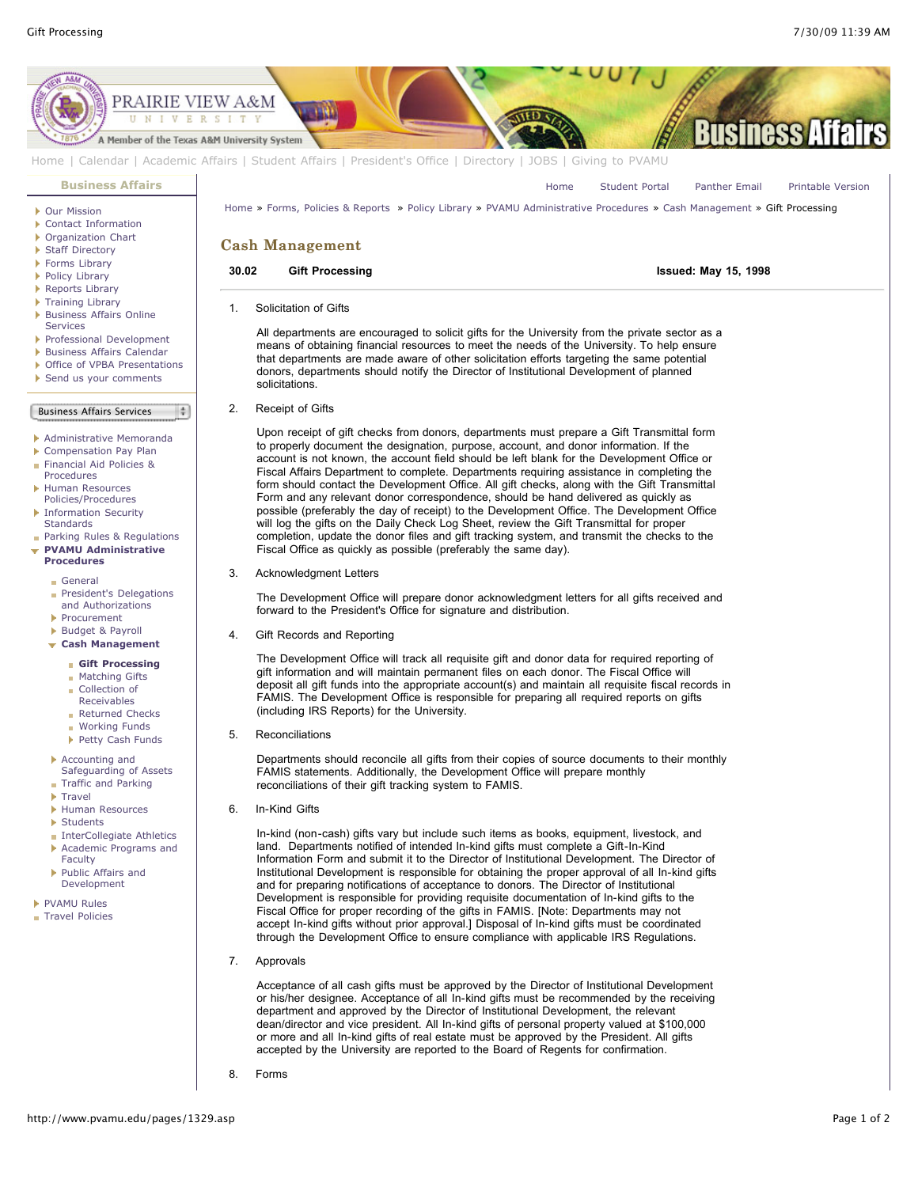# Cash Management

**30.02 Gift Processing** **Issued: May 15, 1998**

1. Solicitation of Gifts

   All departments are encouraged to solicit gifts for the University from the private sector as a means of obtaining financial resources to meet the needs of the University. To help ensure that departments are made aware of other solicitation efforts targeting the same potential donors, departments should notify the Director of Institutional Development of planned solicitations.

2. Receipt of Gifts

   Upon receipt of gift checks from donors, departments must prepare a Gift Transmittal form to properly document the designation, purpose, account, and donor information. If the account is not known, the account field should be left blank for the Development Office or Fiscal Affairs Department to complete. Departments requiring assistance in completing the form should contact the Development Office. All gift checks, along with the Gift Transmittal Form and any relevant donor correspondence, should be hand delivered as quickly as possible (preferably the day of receipt) to the Development Office. The Development Office will log the gifts on the Daily Check Log Sheet, review the Gift Transmittal for proper completion, update the donor files and gift tracking system, and transmit the checks to the Fiscal Office as quickly as possible (preferably the same day).

3. Acknowledgment Letters

   The Development Office will prepare donor acknowledgment letters for all gifts received and forward to the President's Office for signature and distribution.

4. Gift Records and Reporting

   The Development Office will track all requisite gift and donor data for required reporting of gift information and will maintain permanent files on each donor. The Fiscal Office will deposit all gift funds into the appropriate account(s) and maintain all requisite fiscal records in FAMIS. The Development Office is responsible for preparing all required reports on gifts (including IRS Reports) for the University.

5. Reconciliations

   Departments should reconcile all gifts from their copies of source documents to their monthly FAMIS statements. Additionally, the Development Office will prepare monthly reconciliations of their gift tracking system to FAMIS.

6. In-Kind Gifts

   In-kind (non-cash) gifts vary but include such items as books, equipment, livestock, and land. Departments notified of intended In-kind gifts must complete a Gift-In-Kind Information Form and submit it to the Director of Institutional Development. The Director of Institutional Development is responsible for obtaining the proper approval of all In-kind gifts and for preparing notifications of acceptance to donors. The Director of Institutional Development is responsible for providing requisite documentation of In-kind gifts to the Fiscal Office for proper recording of the gifts in FAMIS. [Note: Departments may not accept In-kind gifts without prior approval.] Disposal of In-kind gifts must be coordinated through the Development Office to ensure compliance with applicable IRS Regulations.

7. Approvals

   Acceptance of all cash gifts must be approved by the Director of Institutional Development or his/her designee. Acceptance of all In-kind gifts must be recommended by the receiving department and approved by the Director of Institutional Development, the relevant dean/director and vice president. All In-kind gifts of personal property valued at $100,000 or more and all In-kind gifts of real estate must be approved by the President. All gifts accepted by the University are reported to the Board of Regents for confirmation.

8. Forms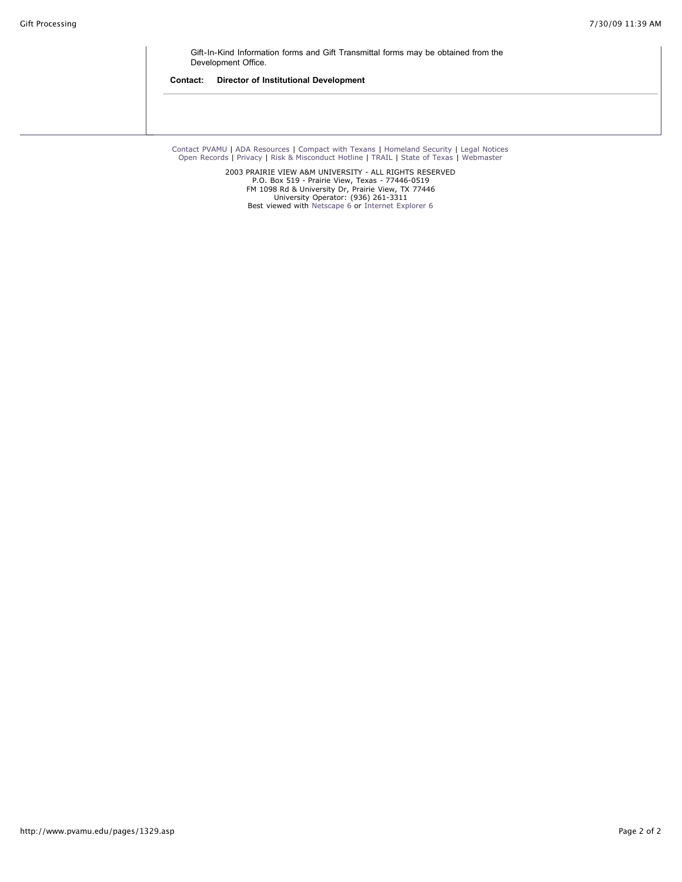Gift-In-Kind Information forms and Gift Transmittal forms may be obtained from the Development Office.

**Contact: Director of Institutional Development**

---

Contact PVAMU | ADA Resources | Compact with Texans | Homeland Security | Legal Notices
Open Records | Privacy | Risk & Misconduct Hotline | TRAIL | State of Texas | Webmaster

2003 PRAIRIE VIEW A&M UNIVERSITY - ALL RIGHTS RESERVED
P.O. Box 519 - Prairie View, Texas - 77446-0519
FM 1098 Rd & University Dr, Prairie View, TX 77446
University Operator: (936) 261-3311
Best viewed with Netscape 6 or Internet Explorer 6